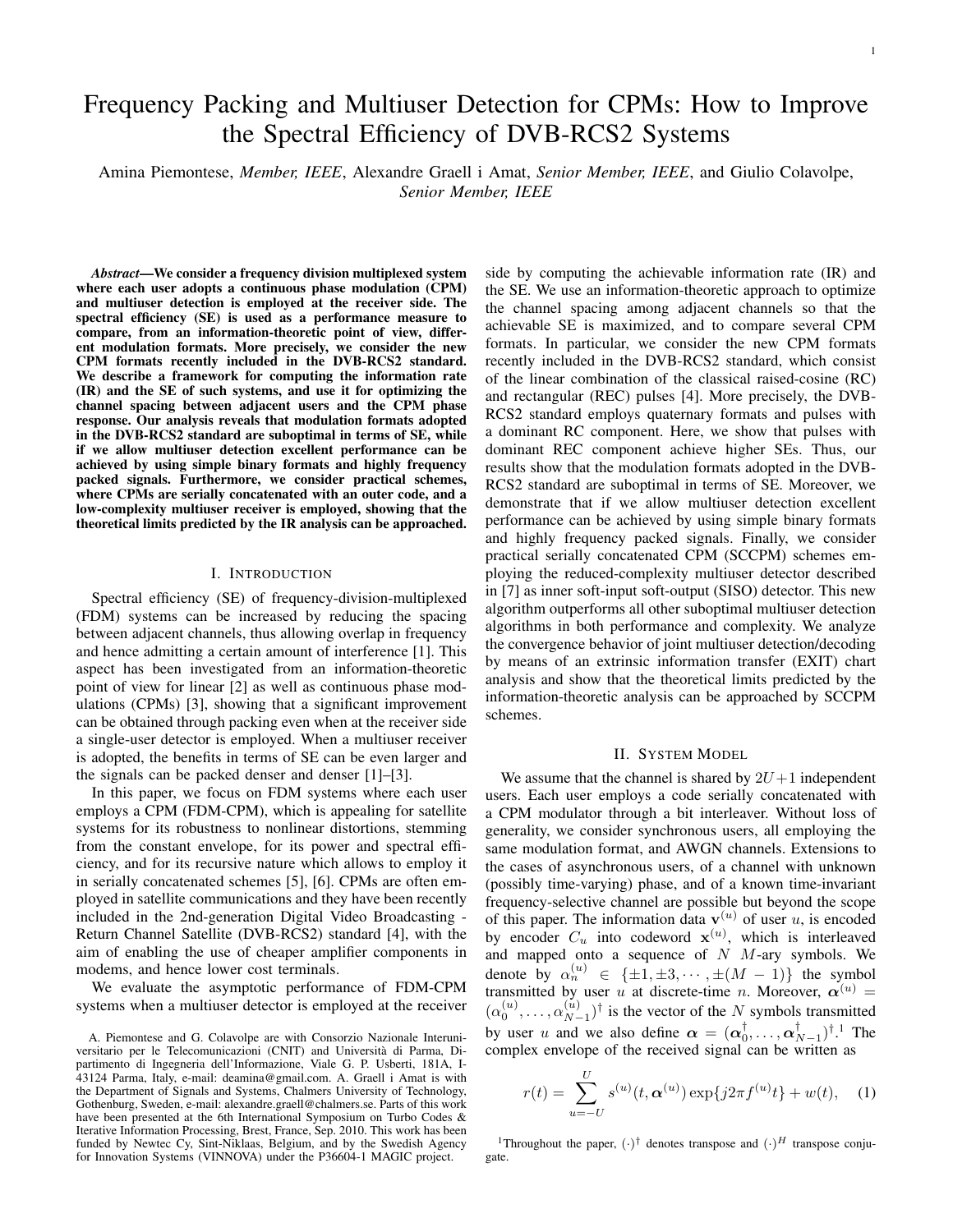# Frequency Packing and Multiuser Detection for CPMs: How to Improve the Spectral Efficiency of DVB-RCS2 Systems

Amina Piemontese, *Member, IEEE*, Alexandre Graell i Amat, *Senior Member, IEEE*, and Giulio Colavolpe, *Senior Member, IEEE*

***Abstract*—We consider a frequency division multiplexed system where each user adopts a continuous phase modulation (CPM) and multiuser detection is employed at the receiver side. The spectral efficiency (SE) is used as a performance measure to compare, from an information-theoretic point of view, different modulation formats. More precisely, we consider the new CPM formats recently included in the DVB-RCS2 standard. We describe a framework for computing the information rate (IR) and the SE of such systems, and use it for optimizing the channel spacing between adjacent users and the CPM phase response. Our analysis reveals that modulation formats adopted in the DVB-RCS2 standard are suboptimal in terms of SE, while if we allow multiuser detection excellent performance can be achieved by using simple binary formats and highly frequency packed signals. Furthermore, we consider practical schemes, where CPMs are serially concatenated with an outer code, and a low-complexity multiuser receiver is employed, showing that the theoretical limits predicted by the IR analysis can be approached.**

## I. Introduction

Spectral efficiency (SE) of frequency-division-multiplexed (FDM) systems can be increased by reducing the spacing between adjacent channels, thus allowing overlap in frequency and hence admitting a certain amount of interference [1]. This aspect has been investigated from an information-theoretic point of view for linear [2] as well as continuous phase modulations (CPMs) [3], showing that a significant improvement can be obtained through packing even when at the receiver side a single-user detector is employed. When a multiuser receiver is adopted, the benefits in terms of SE can be even larger and the signals can be packed denser and denser [1]–[3].

In this paper, we focus on FDM systems where each user employs a CPM (FDM-CPM), which is appealing for satellite systems for its robustness to nonlinear distortions, stemming from the constant envelope, for its power and spectral efficiency, and for its recursive nature which allows to employ it in serially concatenated schemes [5], [6]. CPMs are often employed in satellite communications and they have been recently included in the 2nd-generation Digital Video Broadcasting - Return Channel Satellite (DVB-RCS2) standard [4], with the aim of enabling the use of cheaper amplifier components in modems, and hence lower cost terminals.

We evaluate the asymptotic performance of FDM-CPM systems when a multiuser detector is employed at the receiver side by computing the achievable information rate (IR) and the SE. We use an information-theoretic approach to optimize the channel spacing among adjacent channels so that the achievable SE is maximized, and to compare several CPM formats. In particular, we consider the new CPM formats recently included in the DVB-RCS2 standard, which consist of the linear combination of the classical raised-cosine (RC) and rectangular (REC) pulses [4]. More precisely, the DVB-RCS2 standard employs quaternary formats and pulses with a dominant RC component. Here, we show that pulses with dominant REC component achieve higher SEs. Thus, our results show that the modulation formats adopted in the DVB-RCS2 standard are suboptimal in terms of SE. Moreover, we demonstrate that if we allow multiuser detection excellent performance can be achieved by using simple binary formats and highly frequency packed signals. Finally, we consider practical serially concatenated CPM (SCCPM) schemes employing the reduced-complexity multiuser detector described in [7] as inner soft-input soft-output (SISO) detector. This new algorithm outperforms all other suboptimal multiuser detection algorithms in both performance and complexity. We analyze the convergence behavior of joint multiuser detection/decoding by means of an extrinsic information transfer (EXIT) chart analysis and show that the theoretical limits predicted by the information-theoretic analysis can be approached by SCCPM schemes.

## II. System Model

We assume that the channel is shared by $2U+1$ independent users. Each user employs a code serially concatenated with a CPM modulator through a bit interleaver. Without loss of generality, we consider synchronous users, all employing the same modulation format, and AWGN channels. Extensions to the cases of asynchronous users, of a channel with unknown (possibly time-varying) phase, and of a known time-invariant frequency-selective channel are possible but beyond the scope of this paper. The information data $\mathbf{v}^{(u)}$ of user $u$, is encoded by encoder $C_u$ into codeword $\mathbf{x}^{(u)}$, which is interleaved and mapped onto a sequence of $N$ $M$-ary symbols. We denote by $\alpha_n^{(u)} \in \{\pm1, \pm3, \cdots, \pm(M-1)\}$ the symbol transmitted by user $u$ at discrete-time $n$. Moreover, $\boldsymbol{\alpha}^{(u)} = (\alpha_0^{(u)}, \ldots, \alpha_{N-1}^{(u)})^\dagger$ is the vector of the $N$ symbols transmitted by user $u$ and we also define $\boldsymbol{\alpha} = (\boldsymbol{\alpha}_0^\dagger, \ldots, \boldsymbol{\alpha}_{N-1}^\dagger)^\dagger$.[1] The complex envelope of the received signal can be written as

$$r(t) = \sum_{u=-U}^{U} s^{(u)}(t, \boldsymbol{\alpha}^{(u)}) \exp\{j2\pi f^{(u)} t\} + w(t), \quad (1)$$

[1] Throughout the paper, $(\cdot)^\dagger$ denotes transpose and $(\cdot)^H$ transpose conjugate.

A. Piemontese and G. Colavolpe are with Consorzio Nazionale Interuniversitario per le Telecomunicazioni (CNIT) and Università di Parma, Dipartimento di Ingegneria dell'Informazione, Viale G. P. Usberti, 181A, I-43124 Parma, Italy, e-mail: deamina@gmail.com. A. Graell i Amat is with the Department of Signals and Systems, Chalmers University of Technology, Gothenburg, Sweden, e-mail: alexandre.graell@chalmers.se. Parts of this work have been presented at the 6th International Symposium on Turbo Codes & Iterative Information Processing, Brest, France, Sep. 2010. This work has been funded by Newtec Cy, Sint-Niklaas, Belgium, and by the Swedish Agency for Innovation Systems (VINNOVA) under the P36604-1 MAGIC project.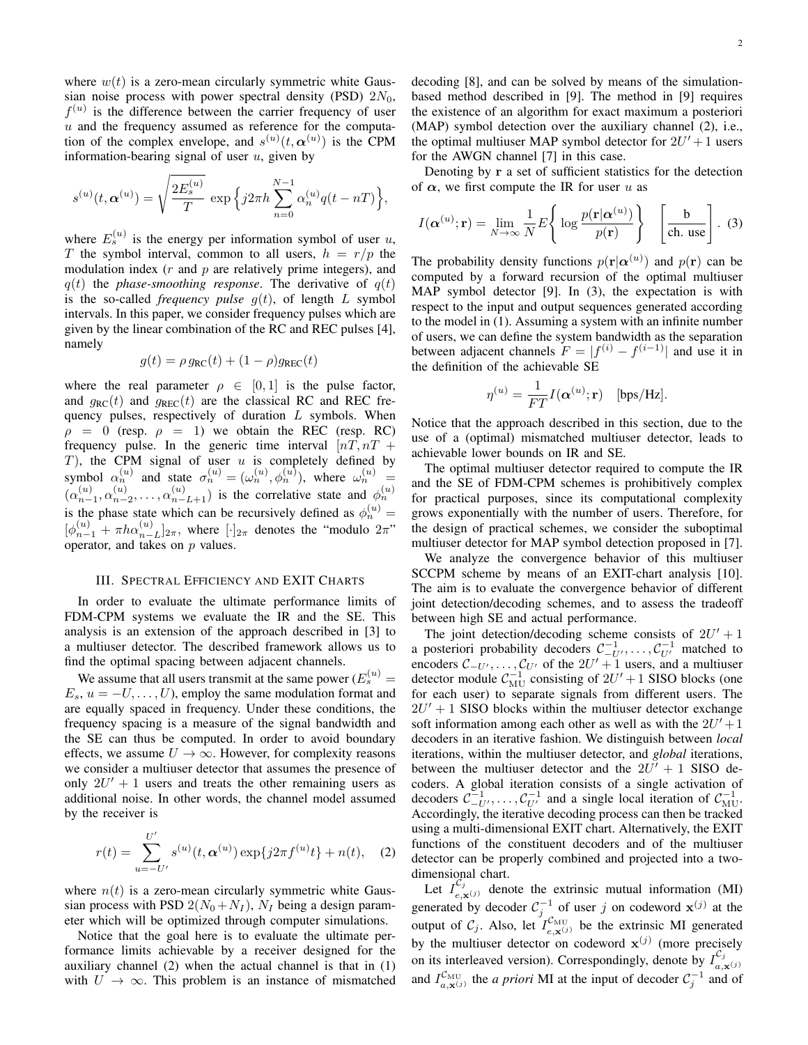where $w(t)$ is a zero-mean circularly symmetric white Gaussian noise process with power spectral density (PSD) $2N_0$, $f^{(u)}$ is the difference between the carrier frequency of user $u$ and the frequency assumed as reference for the computation of the complex envelope, and $s^{(u)}(t, \boldsymbol{\alpha}^{(u)})$ is the CPM information-bearing signal of user $u$, given by

$$s^{(u)}(t, \boldsymbol{\alpha}^{(u)}) = \sqrt{\frac{2E_s^{(u)}}{T}} \, \exp\Big\{ j2\pi h \sum_{n=0}^{N-1} \alpha_n^{(u)} q(t - nT) \Big\},$$

where $E_s^{(u)}$ is the energy per information symbol of user $u$, $T$ the symbol interval, common to all users, $h = r/p$ the modulation index ($r$ and $p$ are relatively prime integers), and $q(t)$ the *phase-smoothing response*. The derivative of $q(t)$ is the so-called *frequency pulse* $g(t)$, of length $L$ symbol intervals. In this paper, we consider frequency pulses which are given by the linear combination of the RC and REC pulses [4], namely

$$g(t) = \rho \, g_{\text{RC}}(t) + (1 - \rho) g_{\text{REC}}(t)$$

where the real parameter $\rho \in [0, 1]$ is the pulse factor, and $g_{\text{RC}}(t)$ and $g_{\text{REC}}(t)$ are the classical RC and REC frequency pulses, respectively of duration $L$ symbols. When $\rho = 0$ (resp. $\rho = 1$) we obtain the REC (resp. RC) frequency pulse. In the generic time interval $[nT, nT + T)$, the CPM signal of user $u$ is completely defined by symbol $\alpha_n^{(u)}$ and state $\sigma_n^{(u)} = (\omega_n^{(u)}, \phi_n^{(u)})$, where $\omega_n^{(u)} = (\alpha_{n-1}^{(u)}, \alpha_{n-2}^{(u)}, \ldots, \alpha_{n-L+1}^{(u)})$ is the correlative state and $\phi_n^{(u)}$ is the phase state which can be recursively defined as $\phi_n^{(u)} = [\phi_{n-1}^{(u)} + \pi h \alpha_{n-L}^{(u)}]_{2\pi}$, where $[\cdot]_{2\pi}$ denotes the "modulo $2\pi$" operator, and takes on $p$ values.

## III. Spectral Efficiency and EXIT Charts

In order to evaluate the ultimate performance limits of FDM-CPM systems we evaluate the IR and the SE. This analysis is an extension of the approach described in [3] to a multiuser detector. The described framework allows us to find the optimal spacing between adjacent channels.

We assume that all users transmit at the same power ($E_s^{(u)} = E_s$, $u = -U, \ldots, U$), employ the same modulation format and are equally spaced in frequency. Under these conditions, the frequency spacing is a measure of the signal bandwidth and the SE can thus be computed. In order to avoid boundary effects, we assume $U \to \infty$. However, for complexity reasons we consider a multiuser detector that assumes the presence of only $2U' + 1$ users and treats the other remaining users as additional noise. In other words, the channel model assumed by the receiver is

$$r(t) = \sum_{u=-U'}^{U'} s^{(u)}(t, \boldsymbol{\alpha}^{(u)}) \exp\{j2\pi f^{(u)} t\} + n(t), \quad (2)$$

where $n(t)$ is a zero-mean circularly symmetric white Gaussian process with PSD $2(N_0 + N_I)$, $N_I$ being a design parameter which will be optimized through computer simulations.

Notice that the goal here is to evaluate the ultimate performance limits achievable by a receiver designed for the auxiliary channel (2) when the actual channel is that in (1) with $U \to \infty$. This problem is an instance of mismatched decoding [8], and can be solved by means of the simulation-based method described in [9]. The method in [9] requires the existence of an algorithm for exact maximum a posteriori (MAP) symbol detection over the auxiliary channel (2), i.e., the optimal multiuser MAP symbol detector for $2U' + 1$ users for the AWGN channel [7] in this case.

Denoting by $\mathbf{r}$ a set of sufficient statistics for the detection of $\boldsymbol{\alpha}$, we first compute the IR for user $u$ as

$$I(\boldsymbol{\alpha}^{(u)}; \mathbf{r}) = \lim_{N \to \infty} \frac{1}{N} E\bigg\{ \log \frac{p(\mathbf{r}|\boldsymbol{\alpha}^{(u)})}{p(\mathbf{r})} \bigg\} \quad \left[\frac{\text{b}}{\text{ch. use}}\right]. \quad (3)$$

The probability density functions $p(\mathbf{r}|\boldsymbol{\alpha}^{(u)})$ and $p(\mathbf{r})$ can be computed by a forward recursion of the optimal multiuser MAP symbol detector [9]. In (3), the expectation is with respect to the input and output sequences generated according to the model in (1). Assuming a system with an infinite number of users, we can define the system bandwidth as the separation between adjacent channels $F = |f^{(i)} - f^{(i-1)}|$ and use it in the definition of the achievable SE

$$\eta^{(u)} = \frac{1}{FT} I(\boldsymbol{\alpha}^{(u)}; \mathbf{r}) \quad [\text{bps/Hz}].$$

Notice that the approach described in this section, due to the use of a (optimal) mismatched multiuser detector, leads to achievable lower bounds on IR and SE.

The optimal multiuser detector required to compute the IR and the SE of FDM-CPM schemes is prohibitively complex for practical purposes, since its computational complexity grows exponentially with the number of users. Therefore, for the design of practical schemes, we consider the suboptimal multiuser detector for MAP symbol detection proposed in [7].

We analyze the convergence behavior of this multiuser SCCPM scheme by means of an EXIT-chart analysis [10]. The aim is to evaluate the convergence behavior of different joint detection/decoding schemes, and to assess the tradeoff between high SE and actual performance.

The joint detection/decoding scheme consists of $2U' + 1$ a posteriori probability decoders $\mathcal{C}_{-U'}^{-1}, \ldots, \mathcal{C}_{U'}^{-1}$ matched to encoders $\mathcal{C}_{-U'}, \ldots, \mathcal{C}_{U'}$ of the $2U' + 1$ users, and a multiuser detector module $\mathcal{C}_{\text{MU}}^{-1}$ consisting of $2U' + 1$ SISO blocks (one for each user) to separate signals from different users. The $2U' + 1$ SISO blocks within the multiuser detector exchange soft information among each other as well as with the $2U' + 1$ decoders in an iterative fashion. We distinguish between *local* iterations, within the multiuser detector, and *global* iterations, between the multiuser detector and the $2U' + 1$ SISO decoders. A global iteration consists of a single activation of decoders $\mathcal{C}_{-U'}^{-1}, \ldots, \mathcal{C}_{U'}^{-1}$ and a single local iteration of $\mathcal{C}_{\text{MU}}^{-1}$. Accordingly, the iterative decoding process can then be tracked using a multi-dimensional EXIT chart. Alternatively, the EXIT functions of the constituent decoders and of the multiuser detector can be properly combined and projected into a two-dimensional chart.

Let $I_{e,\mathbf{x}^{(j)}}^{\mathcal{C}_j}$ denote the extrinsic mutual information (MI) generated by decoder $\mathcal{C}_j^{-1}$ of user $j$ on codeword $\mathbf{x}^{(j)}$ at the output of $\mathcal{C}_j$. Also, let $I_{e,\mathbf{x}^{(j)}}^{\mathcal{C}_{\text{MU}}}$ be the extrinsic MI generated by the multiuser detector on codeword $\mathbf{x}^{(j)}$ (more precisely on its interleaved version). Correspondingly, denote by $I_{a,\mathbf{x}^{(j)}}^{\mathcal{C}_j}$ and $I_{a,\mathbf{x}^{(j)}}^{\mathcal{C}_{\text{MU}}}$ the *a priori* MI at the input of decoder $\mathcal{C}_j^{-1}$ and of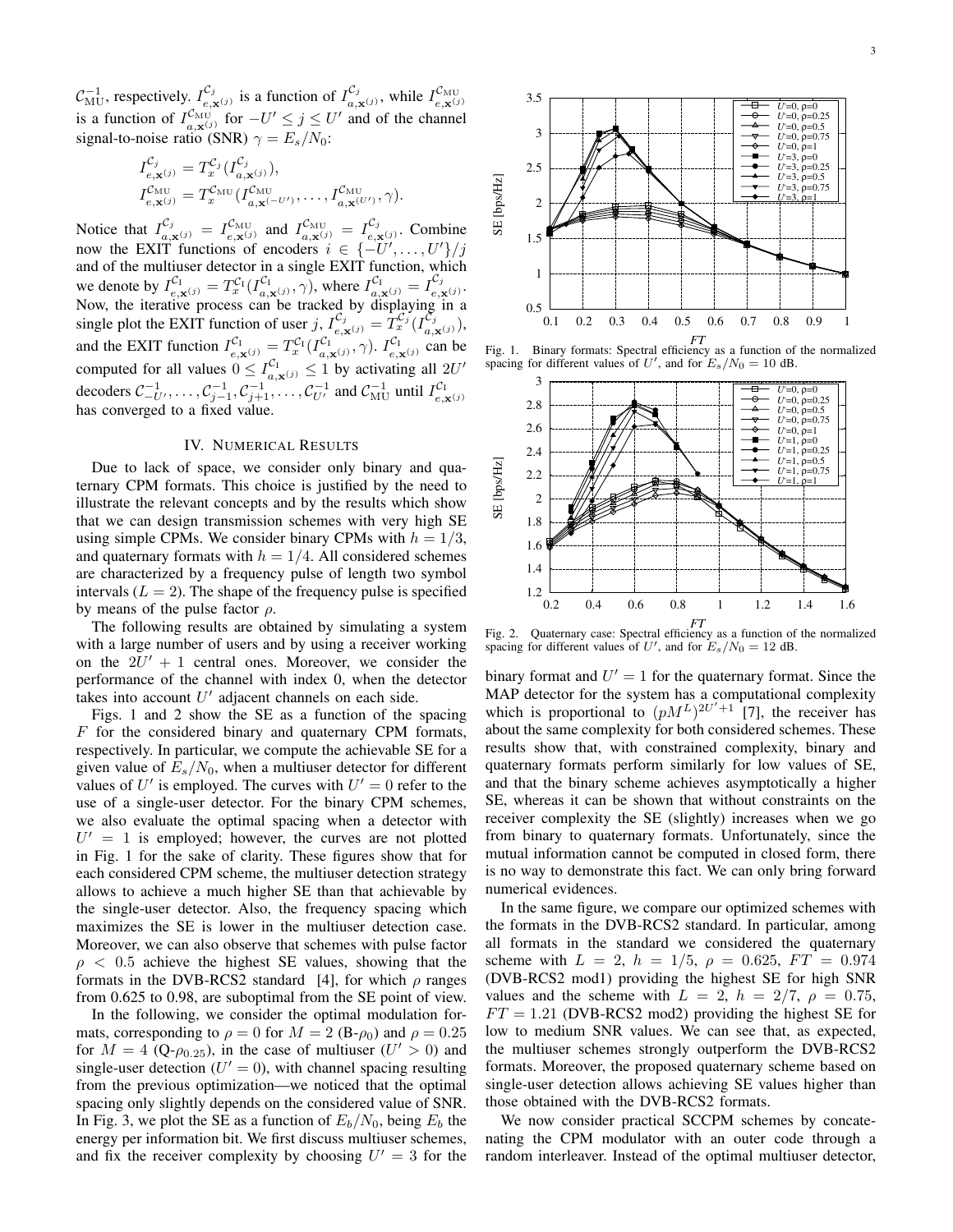$\mathcal{C}_{\rm MU}^{-1}$, respectively. $I_{e,\mathbf{x}^{(j)}}^{\mathcal{C}_j}$ is a function of $I_{a,\mathbf{x}^{(j)}}^{\mathcal{C}_j}$, while $I_{e,\mathbf{x}^{(j)}}^{\mathcal{C}_{\rm MU}}$ is a function of $I_{a,\mathbf{x}^{(j)}}^{\mathcal{C}_{\rm MU}}$ for $-U' \leq j \leq U'$ and of the channel signal-to-noise ratio (SNR) $\gamma = E_s/N_0$:

$$
\begin{aligned}
I_{e,\mathbf{x}^{(j)}}^{\mathcal{C}_j} &= T_x^{\mathcal{C}_j}(I_{a,\mathbf{x}^{(j)}}^{\mathcal{C}_j}),\\
I_{e,\mathbf{x}^{(j)}}^{\mathcal{C}_{\rm MU}} &= T_x^{\mathcal{C}_{\rm MU}}(I_{a,\mathbf{x}^{(-U')}}^{\mathcal{C}_{\rm MU}}, \ldots, I_{a,\mathbf{x}^{(U')}}^{\mathcal{C}_{\rm MU}}, \gamma).
\end{aligned}
$$

Notice that $I_{a,\mathbf{x}^{(j)}}^{\mathcal{C}_j} = I_{e,\mathbf{x}^{(j)}}^{\mathcal{C}_{\rm MU}}$ and $I_{a,\mathbf{x}^{(j)}}^{\mathcal{C}_{\rm MU}} = I_{e,\mathbf{x}^{(j)}}^{\mathcal{C}_j}$. Combine now the EXIT functions of encoders $i \in \{-U', \ldots, U'\}/j$ and of the multiuser detector in a single EXIT function, which we denote by $I_{e,\mathbf{x}^{(j)}}^{\mathcal{C}_{\rm I}} = T_x^{\mathcal{C}_{\rm I}}(I_{a,\mathbf{x}^{(j)}}^{\mathcal{C}_{\rm I}}, \gamma)$, where $I_{a,\mathbf{x}^{(j)}}^{\mathcal{C}_{\rm I}} = I_{e,\mathbf{x}^{(j)}}^{\mathcal{C}_j}$. Now, the iterative process can be tracked by displaying in a single plot the EXIT function of user $j$, $I_{e,\mathbf{x}^{(j)}}^{\mathcal{C}_j} = T_x^{\mathcal{C}_j}(I_{a,\mathbf{x}^{(j)}}^{\mathcal{C}_j})$, and the EXIT function $I_{e,\mathbf{x}^{(j)}}^{\mathcal{C}_{\rm I}} = T_x^{\mathcal{C}_{\rm I}}(I_{a,\mathbf{x}^{(j)}}^{\mathcal{C}_{\rm I}}, \gamma)$. $I_{e,\mathbf{x}^{(j)}}^{\mathcal{C}_{\rm I}}$ can be computed for all values $0 \leq I_{a,\mathbf{x}^{(j)}}^{\mathcal{C}_{\rm I}} \leq 1$ by activating all $2U'$ decoders $\mathcal{C}_{-U'}^{-1}, \ldots, \mathcal{C}_{j-1}^{-1}, \mathcal{C}_{j+1}^{-1}, \ldots, \mathcal{C}_{U'}^{-1}$ and $\mathcal{C}_{\rm MU}^{-1}$ until $I_{e,\mathbf{x}^{(j)}}^{\mathcal{C}_{\rm I}}$ has converged to a fixed value.

## IV. Numerical Results

Due to lack of space, we consider only binary and quaternary CPM formats. This choice is justified by the need to illustrate the relevant concepts and by the results which show that we can design transmission schemes with very high SE using simple CPMs. We consider binary CPMs with $h = 1/3$, and quaternary formats with $h = 1/4$. All considered schemes are characterized by a frequency pulse of length two symbol intervals ($L = 2$). The shape of the frequency pulse is specified by means of the pulse factor $\rho$.

The following results are obtained by simulating a system with a large number of users and by using a receiver working on the $2U' + 1$ central ones. Moreover, we consider the performance of the channel with index 0, when the detector takes into account $U'$ adjacent channels on each side.

Figs. 1 and 2 show the SE as a function of the spacing $F$ for the considered binary and quaternary CPM formats, respectively. In particular, we compute the achievable SE for a given value of $E_s/N_0$, when a multiuser detector for different values of $U'$ is employed. The curves with $U' = 0$ refer to the use of a single-user detector. For the binary CPM schemes, we also evaluate the optimal spacing when a detector with $U' = 1$ is employed; however, the curves are not plotted in Fig. 1 for the sake of clarity. These figures show that for each considered CPM scheme, the multiuser detection strategy allows to achieve a much higher SE than that achievable by the single-user detector. Also, the frequency spacing which maximizes the SE is lower in the multiuser detection case. Moreover, we can also observe that schemes with pulse factor $\rho < 0.5$ achieve the highest SE values, showing that the formats in the DVB-RCS2 standard [4], for which $\rho$ ranges from 0.625 to 0.98, are suboptimal from the SE point of view.

In the following, we consider the optimal modulation formats, corresponding to $\rho = 0$ for $M = 2$ (B-$\rho_0$) and $\rho = 0.25$ for $M = 4$ (Q-$\rho_{0.25}$), in the case of multiuser ($U' > 0$) and single-user detection ($U' = 0$), with channel spacing resulting from the previous optimization—we noticed that the optimal spacing only slightly depends on the considered value of SNR. In Fig. 3, we plot the SE as a function of $E_b/N_0$, being $E_b$ the energy per information bit. We first discuss multiuser schemes, and fix the receiver complexity by choosing $U' = 3$ for the binary format and $U' = 1$ for the quaternary format. Since the MAP detector for the system has a computational complexity which is proportional to $(pM^L)^{2U'+1}$ [7], the receiver has about the same complexity for both considered schemes. These results show that, with constrained complexity, binary and quaternary formats perform similarly for low values of SE, and that the binary scheme achieves asymptotically a higher SE, whereas it can be shown that without constraints on the receiver complexity the SE (slightly) increases when we go from binary to quaternary formats. Unfortunately, since the mutual information cannot be computed in closed form, there is no way to demonstrate this fact. We can only bring forward numerical evidences.

Fig. 1. Binary formats: Spectral efficiency as a function of the normalized spacing for different values of $U'$, and for $E_s/N_0 = 10$ dB.

Fig. 2. Quaternary case: Spectral efficiency as a function of the normalized spacing for different values of $U'$, and for $E_s/N_0 = 12$ dB.

In the same figure, we compare our optimized schemes with the formats in the DVB-RCS2 standard. In particular, among all formats in the standard we considered the quaternary scheme with $L = 2$, $h = 1/5$, $\rho = 0.625$, $FT = 0.974$ (DVB-RCS2 mod1) providing the highest SE for high SNR values and the scheme with $L = 2$, $h = 2/7$, $\rho = 0.75$, $FT = 1.21$ (DVB-RCS2 mod2) providing the highest SE for low to medium SNR values. We can see that, as expected, the multiuser schemes strongly outperform the DVB-RCS2 formats. Moreover, the proposed quaternary scheme based on single-user detection allows achieving SE values higher than those obtained with the DVB-RCS2 formats.

We now consider practical SCCPM schemes by concatenating the CPM modulator with an outer code through a random interleaver. Instead of the optimal multiuser detector,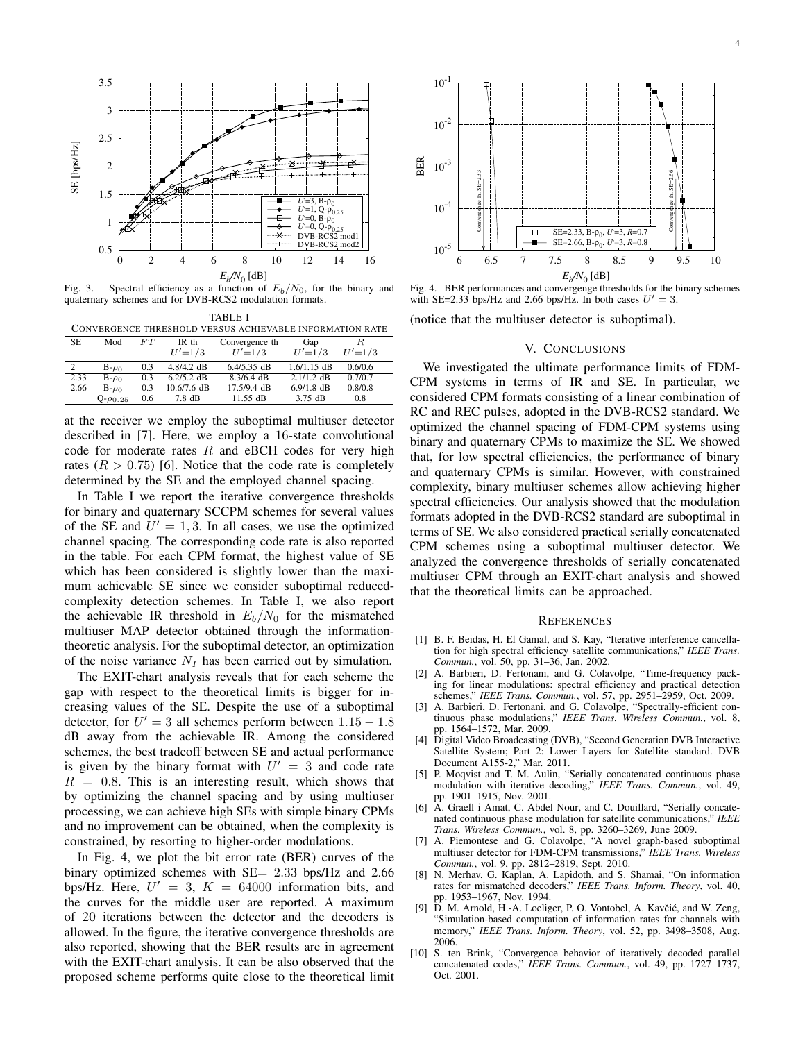3.5
3
2.5
2
1.5
1
0.5

SE [bps/Hz]

0 2 4 6 8 10 12 14 16

$E_b/N_0$ [dB]

$U$=3, B-$\rho_0$
$U$=1, Q-$\rho_{0.25}$
$U$=0, B-$\rho_0$
$U$=0, Q-$\rho_{0.25}$
DVB-RCS2 mod1
DVB-RCS2 mod2

Fig. 3. Spectral efficiency as a function of $E_b/N_0$, for the binary and quaternary schemes and for DVB-RCS2 modulation formats.

TABLE I
CONVERGENCE THRESHOLD VERSUS ACHIEVABLE INFORMATION RATE

| SE | Mod | $FT$ | IR th $U'$=1/3 | Convergence th $U'$=1/3 | Gap $U'$=1/3 | $R$ $U'$=1/3 |
|---|---|---|---|---|---|---|
| 2 | B-$\rho_0$ | 0.3 | 4.8/4.2 dB | 6.4/5.35 dB | 1.6/1.15 dB | 0.6/0.6 |
| 2.33 | B-$\rho_0$ | 0.3 | 6.2/5.2 dB | 8.3/6.4 dB | 2.1/1.2 dB | 0.7/0.7 |
| 2.66 | B-$\rho_0$ | 0.3 | 10.6/7.6 dB | 17.5/9.4 dB | 6.9/1.8 dB | 0.8/0.8 |
| | Q-$\rho_{0.25}$ | 0.6 | 7.8 dB | 11.55 dB | 3.75 dB | 0.8 |

at the receiver we employ the suboptimal multiuser detector described in [7]. Here, we employ a 16-state convolutional code for moderate rates $R$ and eBCH codes for very high rates ($R > 0.75$) [6]. Notice that the code rate is completely determined by the SE and the employed channel spacing.

In Table I we report the iterative convergence thresholds for binary and quaternary SCCPM schemes for several values of the SE and $U' = 1, 3$. In all cases, we use the optimized channel spacing. The corresponding code rate is also reported in the table. For each CPM format, the highest value of SE which has been considered is slightly lower than the maximum achievable SE since we consider suboptimal reduced-complexity detection schemes. In Table I, we also report the achievable IR threshold in $E_b/N_0$ for the mismatched multiuser MAP detector obtained through the information-theoretic analysis. For the suboptimal detector, an optimization of the noise variance $N_I$ has been carried out by simulation.

The EXIT-chart analysis reveals that for each scheme the gap with respect to the theoretical limits is bigger for increasing values of the SE. Despite the use of a suboptimal detector, for $U' = 3$ all schemes perform between $1.15 - 1.8$ dB away from the achievable IR. Among the considered schemes, the best tradeoff between SE and actual performance is given by the binary format with $U' = 3$ and code rate $R = 0.8$. This is an interesting result, which shows that by optimizing the channel spacing and by using multiuser processing, we can achieve high SEs with simple binary CPMs and no improvement can be obtained, when the complexity is constrained, by resorting to higher-order modulations.

In Fig. 4, we plot the bit error rate (BER) curves of the binary optimized schemes with SE= 2.33 bps/Hz and 2.66 bps/Hz. Here, $U' = 3$, $K = 64000$ information bits, and the curves for the middle user are reported. A maximum of 20 iterations between the detector and the decoders is allowed. In the figure, the iterative convergence thresholds are also reported, showing that the BER results are in agreement with the EXIT-chart analysis. It can be also observed that the proposed scheme performs quite close to the theoretical limit

$10^{-1}$
$10^{-2}$
$10^{-3}$
$10^{-4}$
$10^{-5}$

BER

6 6.5 7 7.5 8 8.5 9 9.5 10

$E_b/N_0$ [dB]

Convergence th. SE=2.33
Convergence th. SE=2.66

SE=2.33, B-$\rho_0$, $U'$=3, $R$=0.7
SE=2.66, B-$\rho_0$, $U'$=3, $R$=0.8

Fig. 4. BER performances and convergenge thresholds for the binary schemes with SE=2.33 bps/Hz and 2.66 bps/Hz. In both cases $U' = 3$.

(notice that the multiuser detector is suboptimal).

## V. CONCLUSIONS

We investigated the ultimate performance limits of FDM-CPM systems in terms of IR and SE. In particular, we considered CPM formats consisting of a linear combination of RC and REC pulses, adopted in the DVB-RCS2 standard. We optimized the channel spacing of FDM-CPM systems using binary and quaternary CPMs to maximize the SE. We showed that, for low spectral efficiencies, the performance of binary and quaternary CPMs is similar. However, with constrained complexity, binary multiuser schemes allow achieving higher spectral efficiencies. Our analysis showed that the modulation formats adopted in the DVB-RCS2 standard are suboptimal in terms of SE. We also considered practical serially concatenated CPM schemes using a suboptimal multiuser detector. We analyzed the convergence thresholds of serially concatenated multiuser CPM through an EXIT-chart analysis and showed that the theoretical limits can be approached.

## REFERENCES

[1] B. F. Beidas, H. El Gamal, and S. Kay, "Iterative interference cancellation for high spectral efficiency satellite communications," *IEEE Trans. Commun.*, vol. 50, pp. 31–36, Jan. 2002.

[2] A. Barbieri, D. Fertonani, and G. Colavolpe, "Time-frequency packing for linear modulations: spectral efficiency and practical detection schemes," *IEEE Trans. Commun.*, vol. 57, pp. 2951–2959, Oct. 2009.

[3] A. Barbieri, D. Fertonani, and G. Colavolpe, "Spectrally-efficient continuous phase modulations," *IEEE Trans. Wireless Commun.*, vol. 8, pp. 1564–1572, Mar. 2009.

[4] Digital Video Broadcasting (DVB), "Second Generation DVB Interactive Satellite System; Part 2: Lower Layers for Satellite standard. DVB Document A155-2," Mar. 2011.

[5] P. Moqvist and T. M. Aulin, "Serially concatenated continuous phase modulation with iterative decoding," *IEEE Trans. Commun.*, vol. 49, pp. 1901–1915, Nov. 2001.

[6] A. Graell i Amat, C. Abdel Nour, and C. Douillard, "Serially concatenated continuous phase modulation for satellite communications," *IEEE Trans. Wireless Commun.*, vol. 8, pp. 3260–3269, June 2009.

[7] A. Piemontese and G. Colavolpe, "A novel graph-based suboptimal multiuser detector for FDM-CPM transmissions," *IEEE Trans. Wireless Commun.*, vol. 9, pp. 2812–2819, Sept. 2010.

[8] N. Merhav, G. Kaplan, A. Lapidoth, and S. Shamai, "On information rates for mismatched decoders," *IEEE Trans. Inform. Theory*, vol. 40, pp. 1953–1967, Nov. 1994.

[9] D. M. Arnold, H.-A. Loeliger, P. O. Vontobel, A. Kavčić, and W. Zeng, "Simulation-based computation of information rates for channels with memory," *IEEE Trans. Inform. Theory*, vol. 52, pp. 3498–3508, Aug. 2006.

[10] S. ten Brink, "Convergence behavior of iteratively decoded parallel concatenated codes," *IEEE Trans. Commun.*, vol. 49, pp. 1727–1737, Oct. 2001.